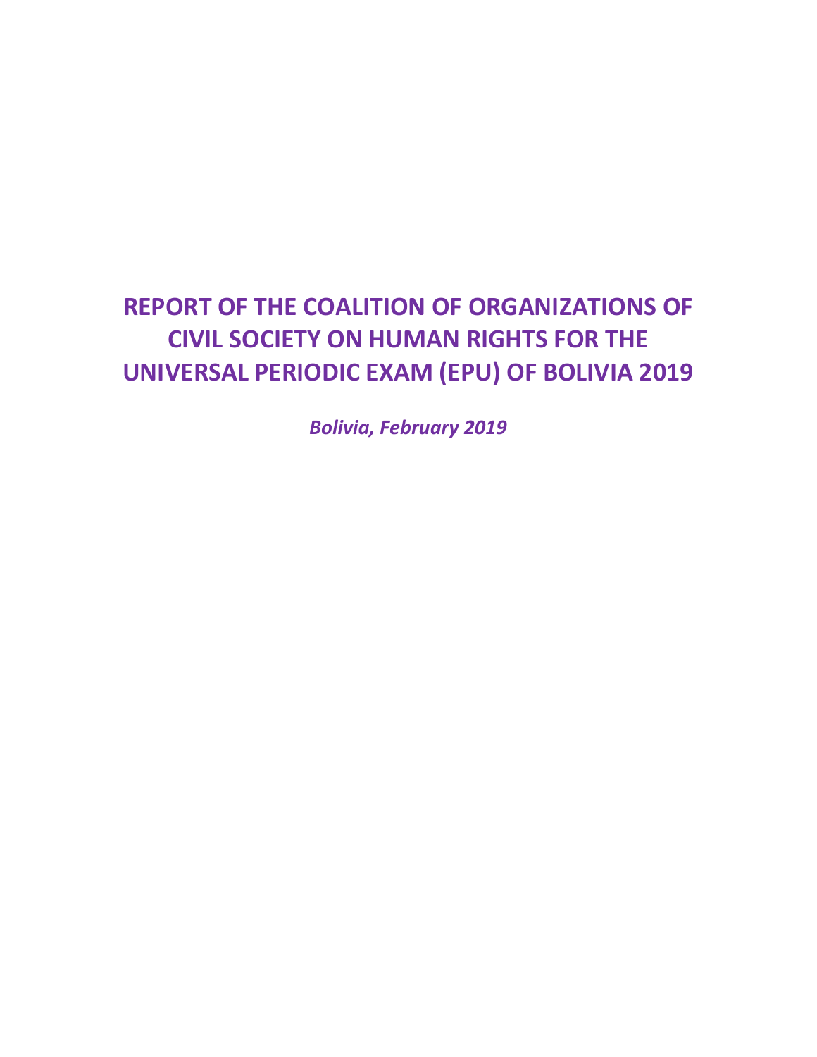# REPORT OF THE COALITION OF ORGANIZATIONS OF CIVIL SOCIETY ON HUMAN RIGHTS FOR THE UNIVERSAL PERIODIC EXAM (EPU) OF BOLIVIA 2019

***Bolivia, February 2019***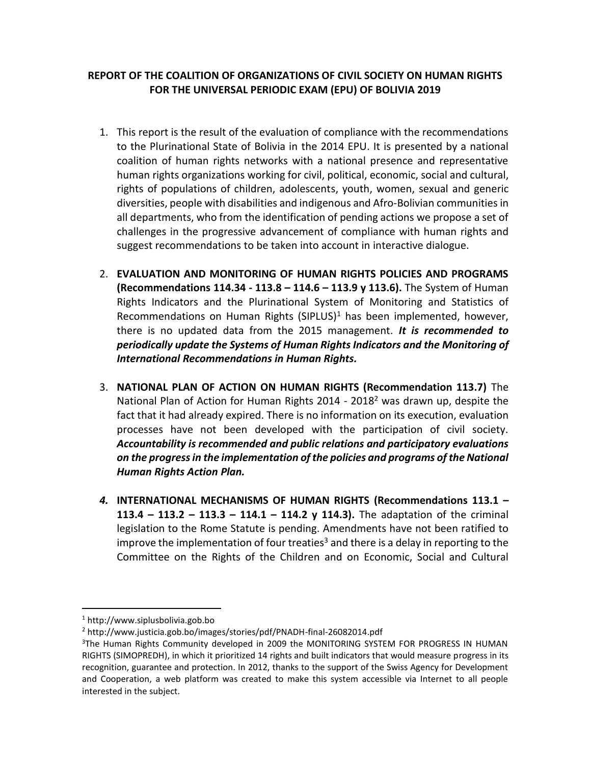**REPORT OF THE COALITION OF ORGANIZATIONS OF CIVIL SOCIETY ON HUMAN RIGHTS FOR THE UNIVERSAL PERIODIC EXAM (EPU) OF BOLIVIA 2019**

1. This report is the result of the evaluation of compliance with the recommendations to the Plurinational State of Bolivia in the 2014 EPU. It is presented by a national coalition of human rights networks with a national presence and representative human rights organizations working for civil, political, economic, social and cultural, rights of populations of children, adolescents, youth, women, sexual and generic diversities, people with disabilities and indigenous and Afro-Bolivian communities in all departments, who from the identification of pending actions we propose a set of challenges in the progressive advancement of compliance with human rights and suggest recommendations to be taken into account in interactive dialogue.

2. **EVALUATION AND MONITORING OF HUMAN RIGHTS POLICIES AND PROGRAMS (Recommendations 114.34 - 113.8 – 114.6 – 113.9 y 113.6).** The System of Human Rights Indicators and the Plurinational System of Monitoring and Statistics of Recommendations on Human Rights (SIPLUS)[1] has been implemented, however, there is no updated data from the 2015 management. ***It is recommended to periodically update the Systems of Human Rights Indicators and the Monitoring of International Recommendations in Human Rights.***

3. **NATIONAL PLAN OF ACTION ON HUMAN RIGHTS (Recommendation 113.7)** The National Plan of Action for Human Rights 2014 - 2018[2] was drawn up, despite the fact that it had already expired. There is no information on its execution, evaluation processes have not been developed with the participation of civil society. ***Accountability is recommended and public relations and participatory evaluations on the progress in the implementation of the policies and programs of the National Human Rights Action Plan.***

4. **INTERNATIONAL MECHANISMS OF HUMAN RIGHTS (Recommendations 113.1 – 113.4 – 113.2 – 113.3 – 114.1 – 114.2 y 114.3).** The adaptation of the criminal legislation to the Rome Statute is pending. Amendments have not been ratified to improve the implementation of four treaties[3] and there is a delay in reporting to the Committee on the Rights of the Children and on Economic, Social and Cultural

---

[1] http://www.siplusbolivia.gob.bo

[2] http://www.justicia.gob.bo/images/stories/pdf/PNADH-final-26082014.pdf

[3] The Human Rights Community developed in 2009 the MONITORING SYSTEM FOR PROGRESS IN HUMAN RIGHTS (SIMOPREDH), in which it prioritized 14 rights and built indicators that would measure progress in its recognition, guarantee and protection. In 2012, thanks to the support of the Swiss Agency for Development and Cooperation, a web platform was created to make this system accessible via Internet to all people interested in the subject.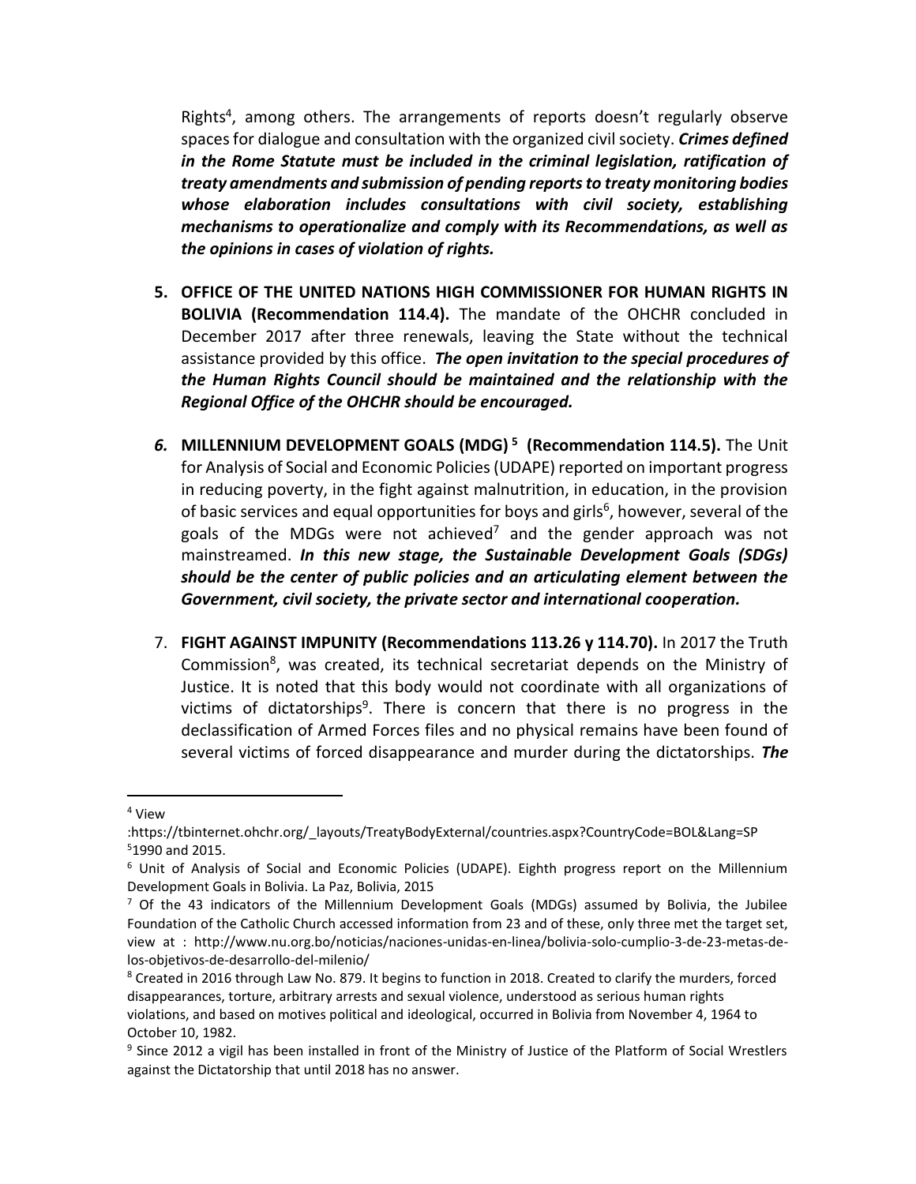Rights[4], among others. The arrangements of reports doesn't regularly observe spaces for dialogue and consultation with the organized civil society. ***Crimes defined in the Rome Statute must be included in the criminal legislation, ratification of treaty amendments and submission of pending reports to treaty monitoring bodies whose elaboration includes consultations with civil society, establishing mechanisms to operationalize and comply with its Recommendations, as well as the opinions in cases of violation of rights.***

5. **OFFICE OF THE UNITED NATIONS HIGH COMMISSIONER FOR HUMAN RIGHTS IN BOLIVIA (Recommendation 114.4).** The mandate of the OHCHR concluded in December 2017 after three renewals, leaving the State without the technical assistance provided by this office. ***The open invitation to the special procedures of the Human Rights Council should be maintained and the relationship with the Regional Office of the OHCHR should be encouraged.***

6. **MILLENNIUM DEVELOPMENT GOALS (MDG)[5] (Recommendation 114.5).** The Unit for Analysis of Social and Economic Policies (UDAPE) reported on important progress in reducing poverty, in the fight against malnutrition, in education, in the provision of basic services and equal opportunities for boys and girls[6], however, several of the goals of the MDGs were not achieved[7] and the gender approach was not mainstreamed. ***In this new stage, the Sustainable Development Goals (SDGs) should be the center of public policies and an articulating element between the Government, civil society, the private sector and international cooperation.***

7. **FIGHT AGAINST IMPUNITY (Recommendations 113.26 y 114.70).** In 2017 the Truth Commission[8], was created, its technical secretariat depends on the Ministry of Justice. It is noted that this body would not coordinate with all organizations of victims of dictatorships[9]. There is concern that there is no progress in the declassification of Armed Forces files and no physical remains have been found of several victims of forced disappearance and murder during the dictatorships. ***The***

---

[4] View :https://tbinternet.ohchr.org/_layouts/TreatyBodyExternal/countries.aspx?CountryCode=BOL&Lang=SP

[5] 1990 and 2015.

[6] Unit of Analysis of Social and Economic Policies (UDAPE). Eighth progress report on the Millennium Development Goals in Bolivia. La Paz, Bolivia, 2015

[7] Of the 43 indicators of the Millennium Development Goals (MDGs) assumed by Bolivia, the Jubilee Foundation of the Catholic Church accessed information from 23 and of these, only three met the target set, view at : http://www.nu.org.bo/noticias/naciones-unidas-en-linea/bolivia-solo-cumplio-3-de-23-metas-de-los-objetivos-de-desarrollo-del-milenio/

[8] Created in 2016 through Law No. 879. It begins to function in 2018. Created to clarify the murders, forced disappearances, torture, arbitrary arrests and sexual violence, understood as serious human rights violations, and based on motives political and ideological, occurred in Bolivia from November 4, 1964 to October 10, 1982.

[9] Since 2012 a vigil has been installed in front of the Ministry of Justice of the Platform of Social Wrestlers against the Dictatorship that until 2018 has no answer.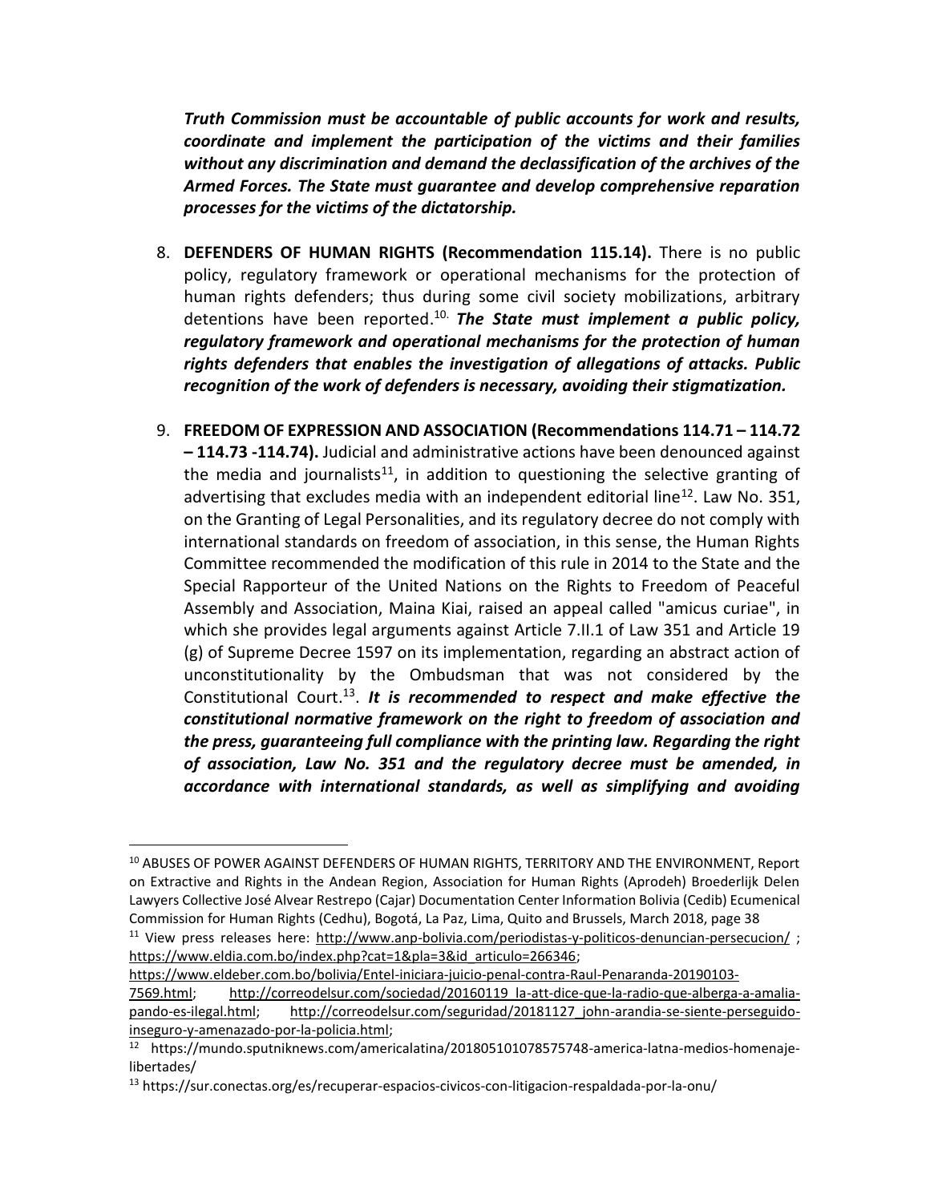***Truth Commission must be accountable of public accounts for work and results, coordinate and implement the participation of the victims and their families without any discrimination and demand the declassification of the archives of the Armed Forces. The State must guarantee and develop comprehensive reparation processes for the victims of the dictatorship.***

8. **DEFENDERS OF HUMAN RIGHTS (Recommendation 115.14).** There is no public policy, regulatory framework or operational mechanisms for the protection of human rights defenders; thus during some civil society mobilizations, arbitrary detentions have been reported.[10] ***The State must implement a public policy, regulatory framework and operational mechanisms for the protection of human rights defenders that enables the investigation of allegations of attacks. Public recognition of the work of defenders is necessary, avoiding their stigmatization.***

9. **FREEDOM OF EXPRESSION AND ASSOCIATION (Recommendations 114.71 – 114.72 – 114.73 -114.74).** Judicial and administrative actions have been denounced against the media and journalists[11], in addition to questioning the selective granting of advertising that excludes media with an independent editorial line[12]. Law No. 351, on the Granting of Legal Personalities, and its regulatory decree do not comply with international standards on freedom of association, in this sense, the Human Rights Committee recommended the modification of this rule in 2014 to the State and the Special Rapporteur of the United Nations on the Rights to Freedom of Peaceful Assembly and Association, Maina Kiai, raised an appeal called "amicus curiae", in which she provides legal arguments against Article 7.II.1 of Law 351 and Article 19 (g) of Supreme Decree 1597 on its implementation, regarding an abstract action of unconstitutionality by the Ombudsman that was not considered by the Constitutional Court.[13]. ***It is recommended to respect and make effective the constitutional normative framework on the right to freedom of association and the press, guaranteeing full compliance with the printing law. Regarding the right of association, Law No. 351 and the regulatory decree must be amended, in accordance with international standards, as well as simplifying and avoiding***

---

[10] ABUSES OF POWER AGAINST DEFENDERS OF HUMAN RIGHTS, TERRITORY AND THE ENVIRONMENT, Report on Extractive and Rights in the Andean Region, Association for Human Rights (Aprodeh) Broederlijk Delen Lawyers Collective José Alvear Restrepo (Cajar) Documentation Center Information Bolivia (Cedib) Ecumenical Commission for Human Rights (Cedhu), Bogotá, La Paz, Lima, Quito and Brussels, March 2018, page 38

[11] View press releases here: http://www.anp-bolivia.com/periodistas-y-politicos-denuncian-persecucion/ ; https://www.eldia.com.bo/index.php?cat=1&pla=3&id_articulo=266346; https://www.eldeber.com.bo/bolivia/Entel-iniciara-juicio-penal-contra-Raul-Penaranda-20190103-7569.html; http://correodelsur.com/sociedad/20160119_la-att-dice-que-la-radio-que-alberga-a-amalia-pando-es-ilegal.html; http://correodelsur.com/seguridad/20181127_john-arandia-se-siente-perseguido-inseguro-y-amenazado-por-la-policia.html;

[12] https://mundo.sputniknews.com/americalatina/201805101078575748-america-latna-medios-homenaje-libertades/

[13] https://sur.conectas.org/es/recuperar-espacios-civicos-con-litigacion-respaldada-por-la-onu/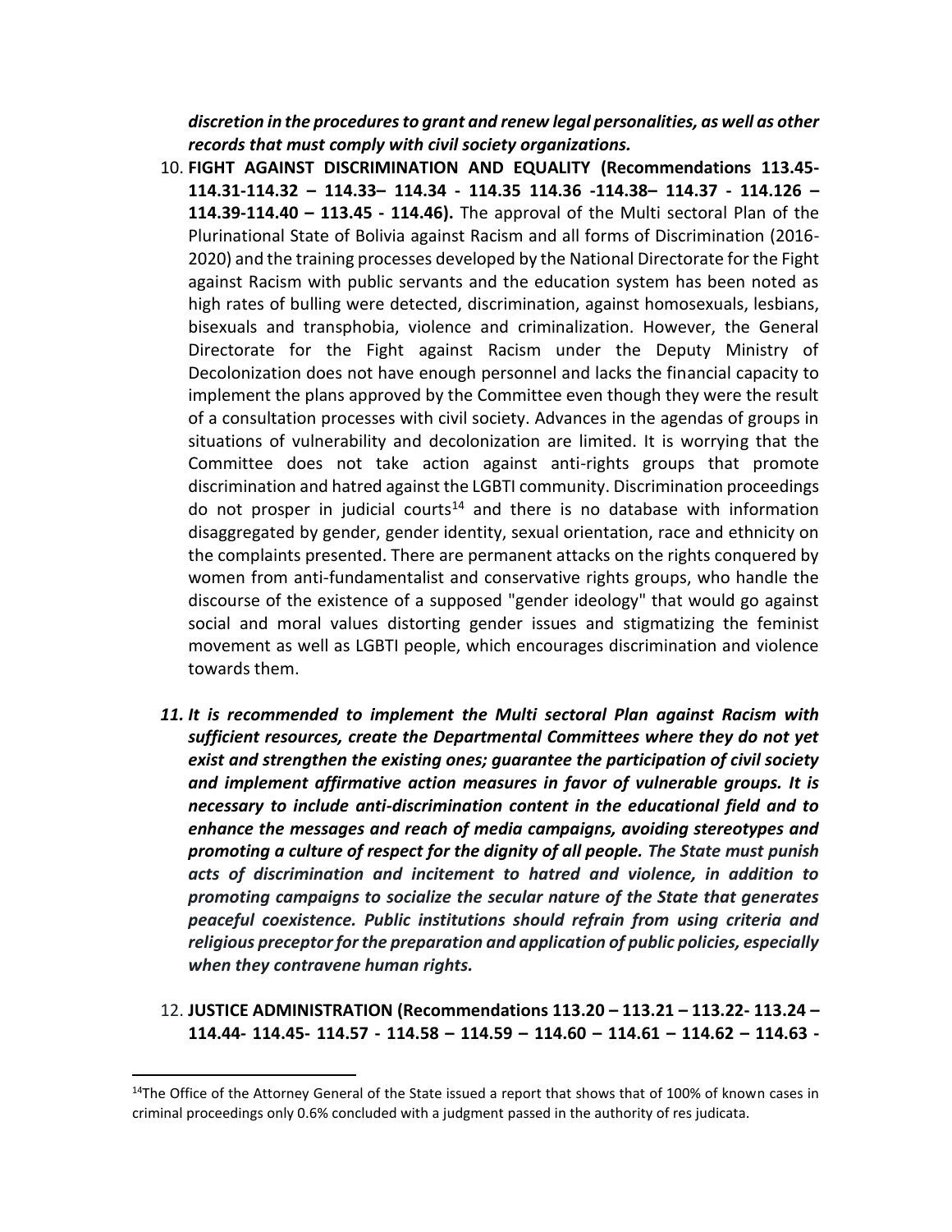***discretion in the procedures to grant and renew legal personalities, as well as other records that must comply with civil society organizations.***

10. **FIGHT AGAINST DISCRIMINATION AND EQUALITY (Recommendations 113.45-114.31-114.32 – 114.33– 114.34 - 114.35 114.36 -114.38– 114.37 - 114.126 – 114.39-114.40 – 113.45 - 114.46).** The approval of the Multi sectoral Plan of the Plurinational State of Bolivia against Racism and all forms of Discrimination (2016-2020) and the training processes developed by the National Directorate for the Fight against Racism with public servants and the education system has been noted as high rates of bulling were detected, discrimination, against homosexuals, lesbians, bisexuals and transphobia, violence and criminalization. However, the General Directorate for the Fight against Racism under the Deputy Ministry of Decolonization does not have enough personnel and lacks the financial capacity to implement the plans approved by the Committee even though they were the result of a consultation processes with civil society. Advances in the agendas of groups in situations of vulnerability and decolonization are limited. It is worrying that the Committee does not take action against anti-rights groups that promote discrimination and hatred against the LGBTI community. Discrimination proceedings do not prosper in judicial courts[14] and there is no database with information disaggregated by gender, gender identity, sexual orientation, race and ethnicity on the complaints presented. There are permanent attacks on the rights conquered by women from anti-fundamentalist and conservative rights groups, who handle the discourse of the existence of a supposed "gender ideology" that would go against social and moral values distorting gender issues and stigmatizing the feminist movement as well as LGBTI people, which encourages discrimination and violence towards them.

11. ***It is recommended to implement the Multi sectoral Plan against Racism with sufficient resources, create the Departmental Committees where they do not yet exist and strengthen the existing ones; guarantee the participation of civil society and implement affirmative action measures in favor of vulnerable groups. It is necessary to include anti-discrimination content in the educational field and to enhance the messages and reach of media campaigns, avoiding stereotypes and promoting a culture of respect for the dignity of all people. The State must punish acts of discrimination and incitement to hatred and violence, in addition to promoting campaigns to socialize the secular nature of the State that generates peaceful coexistence. Public institutions should refrain from using criteria and religious preceptor for the preparation and application of public policies, especially when they contravene human rights.***

12. **JUSTICE ADMINISTRATION (Recommendations 113.20 – 113.21 – 113.22- 113.24 – 114.44- 114.45- 114.57 - 114.58 – 114.59 – 114.60 – 114.61 – 114.62 – 114.63 -**

[14]The Office of the Attorney General of the State issued a report that shows that of 100% of known cases in criminal proceedings only 0.6% concluded with a judgment passed in the authority of res judicata.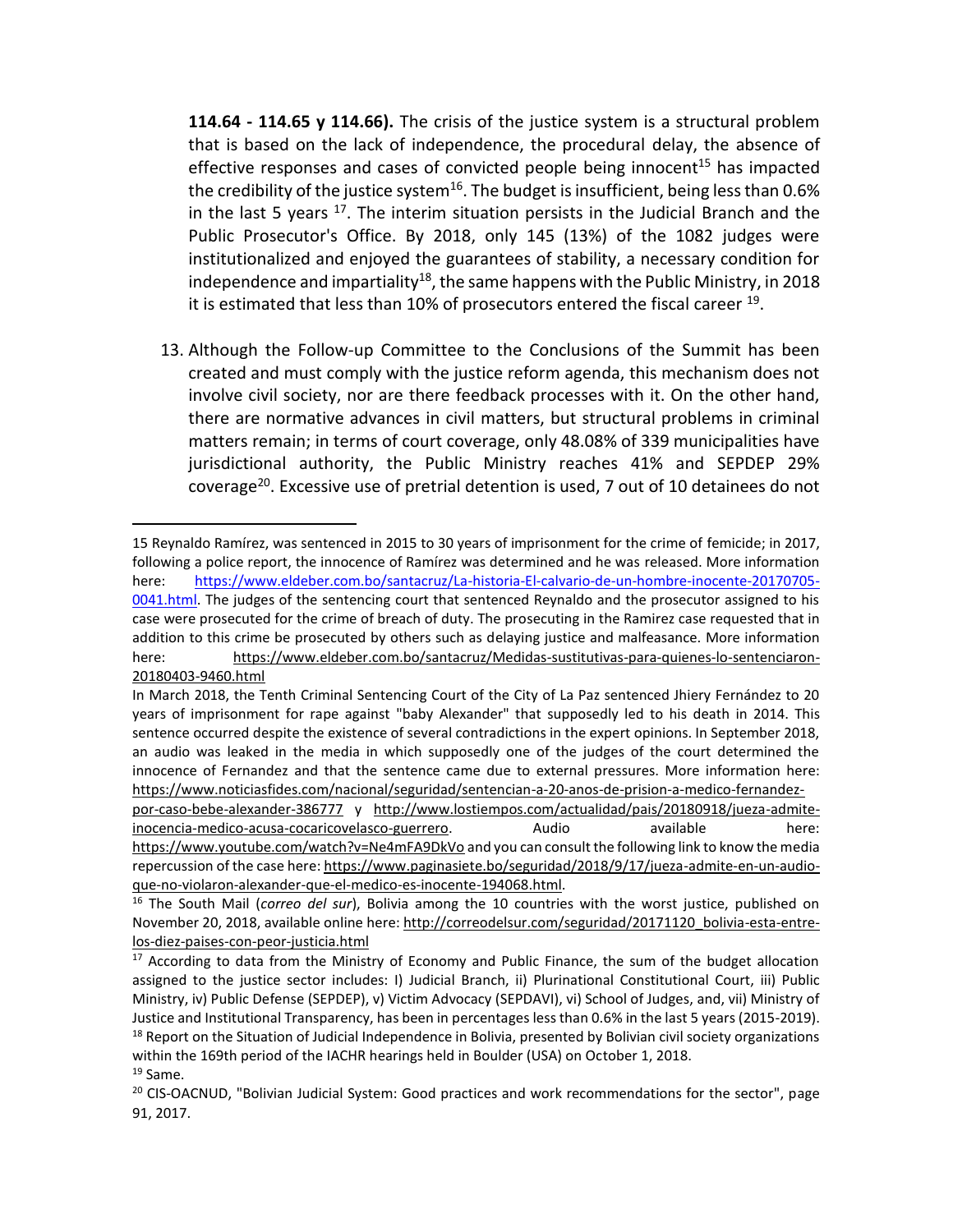**114.64 - 114.65 y 114.66).** The crisis of the justice system is a structural problem that is based on the lack of independence, the procedural delay, the absence of effective responses and cases of convicted people being innocent[15] has impacted the credibility of the justice system[16]. The budget is insufficient, being less than 0.6% in the last 5 years [17]. The interim situation persists in the Judicial Branch and the Public Prosecutor's Office. By 2018, only 145 (13%) of the 1082 judges were institutionalized and enjoyed the guarantees of stability, a necessary condition for independence and impartiality[18], the same happens with the Public Ministry, in 2018 it is estimated that less than 10% of prosecutors entered the fiscal career [19].

13. Although the Follow-up Committee to the Conclusions of the Summit has been created and must comply with the justice reform agenda, this mechanism does not involve civil society, nor are there feedback processes with it. On the other hand, there are normative advances in civil matters, but structural problems in criminal matters remain; in terms of court coverage, only 48.08% of 339 municipalities have jurisdictional authority, the Public Ministry reaches 41% and SEPDEP 29% coverage[20]. Excessive use of pretrial detention is used, 7 out of 10 detainees do not

---

15 Reynaldo Ramírez, was sentenced in 2015 to 30 years of imprisonment for the crime of femicide; in 2017, following a police report, the innocence of Ramírez was determined and he was released. More information here: https://www.eldeber.com.bo/santacruz/La-historia-El-calvario-de-un-hombre-inocente-20170705-0041.html. The judges of the sentencing court that sentenced Reynaldo and the prosecutor assigned to his case were prosecuted for the crime of breach of duty. The prosecuting in the Ramirez case requested that in addition to this crime be prosecuted by others such as delaying justice and malfeasance. More information here: https://www.eldeber.com.bo/santacruz/Medidas-sustitutivas-para-quienes-lo-sentenciaron-20180403-9460.html

In March 2018, the Tenth Criminal Sentencing Court of the City of La Paz sentenced Jhiery Fernández to 20 years of imprisonment for rape against "baby Alexander" that supposedly led to his death in 2014. This sentence occurred despite the existence of several contradictions in the expert opinions. In September 2018, an audio was leaked in the media in which supposedly one of the judges of the court determined the innocence of Fernandez and that the sentence came due to external pressures. More information here: https://www.noticiasfides.com/nacional/seguridad/sentencian-a-20-anos-de-prision-a-medico-fernandez-por-caso-bebe-alexander-386777 y http://www.lostiempos.com/actualidad/pais/20180918/jueza-admite-inocencia-medico-acusa-cocaricovelasco-guerrero. Audio available here: https://www.youtube.com/watch?v=Ne4mFA9DkVo and you can consult the following link to know the media repercussion of the case here: https://www.paginasiete.bo/seguridad/2018/9/17/jueza-admite-en-un-audio-que-no-violaron-alexander-que-el-medico-es-inocente-194068.html.

16 The South Mail (*correo del sur*), Bolivia among the 10 countries with the worst justice, published on November 20, 2018, available online here: http://correodelsur.com/seguridad/20171120_bolivia-esta-entre-los-diez-paises-con-peor-justicia.html

17 According to data from the Ministry of Economy and Public Finance, the sum of the budget allocation assigned to the justice sector includes: I) Judicial Branch, ii) Plurinational Constitutional Court, iii) Public Ministry, iv) Public Defense (SEPDEP), v) Victim Advocacy (SEPDAVI), vi) School of Judges, and, vii) Ministry of Justice and Institutional Transparency, has been in percentages less than 0.6% in the last 5 years (2015-2019).

18 Report on the Situation of Judicial Independence in Bolivia, presented by Bolivian civil society organizations within the 169th period of the IACHR hearings held in Boulder (USA) on October 1, 2018.

19 Same.

20 CIS-OACNUD, "Bolivian Judicial System: Good practices and work recommendations for the sector", page 91, 2017.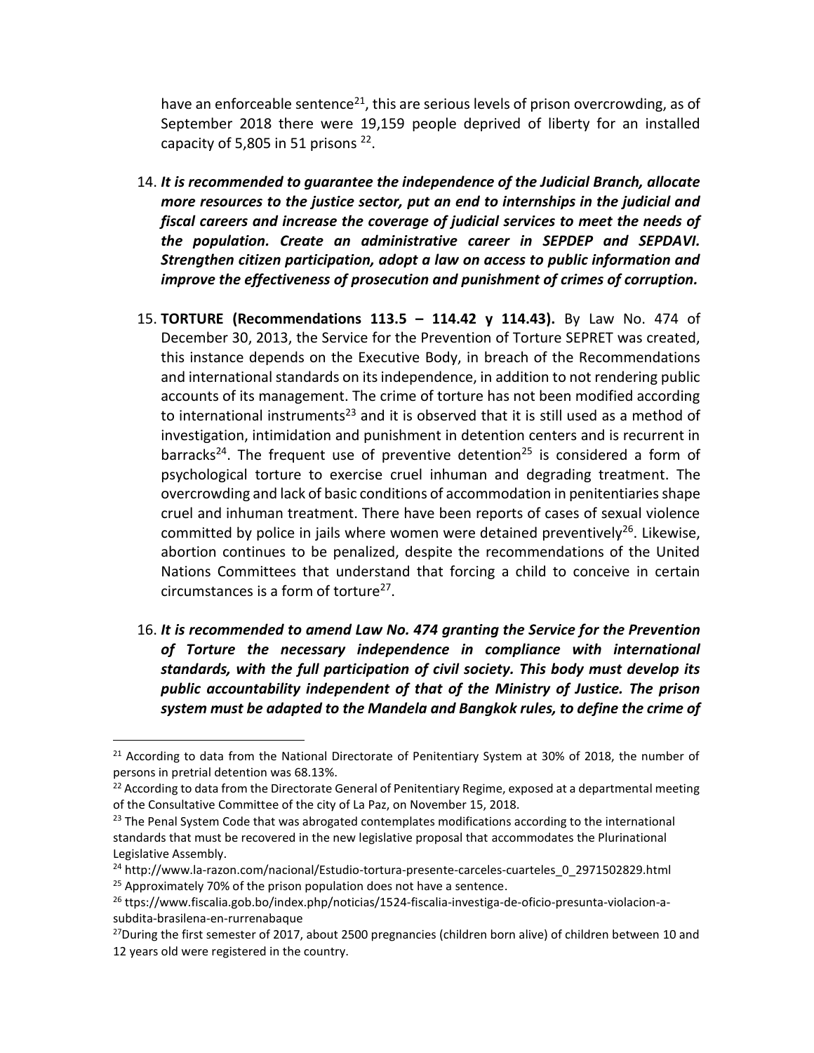have an enforceable sentence[21], this are serious levels of prison overcrowding, as of September 2018 there were 19,159 people deprived of liberty for an installed capacity of 5,805 in 51 prisons [22].

14. ***It is recommended to guarantee the independence of the Judicial Branch, allocate more resources to the justice sector, put an end to internships in the judicial and fiscal careers and increase the coverage of judicial services to meet the needs of the population. Create an administrative career in SEPDEP and SEPDAVI. Strengthen citizen participation, adopt a law on access to public information and improve the effectiveness of prosecution and punishment of crimes of corruption.***

15. **TORTURE (Recommendations 113.5 – 114.42 y 114.43).** By Law No. 474 of December 30, 2013, the Service for the Prevention of Torture SEPRET was created, this instance depends on the Executive Body, in breach of the Recommendations and international standards on its independence, in addition to not rendering public accounts of its management. The crime of torture has not been modified according to international instruments[23] and it is observed that it is still used as a method of investigation, intimidation and punishment in detention centers and is recurrent in barracks[24]. The frequent use of preventive detention[25] is considered a form of psychological torture to exercise cruel inhuman and degrading treatment. The overcrowding and lack of basic conditions of accommodation in penitentiaries shape cruel and inhuman treatment. There have been reports of cases of sexual violence committed by police in jails where women were detained preventively[26]. Likewise, abortion continues to be penalized, despite the recommendations of the United Nations Committees that understand that forcing a child to conceive in certain circumstances is a form of torture[27].

16. ***It is recommended to amend Law No. 474 granting the Service for the Prevention of Torture the necessary independence in compliance with international standards, with the full participation of civil society. This body must develop its public accountability independent of that of the Ministry of Justice. The prison system must be adapted to the Mandela and Bangkok rules, to define the crime of***

---

[21] According to data from the National Directorate of Penitentiary System at 30% of 2018, the number of persons in pretrial detention was 68.13%.

[22] According to data from the Directorate General of Penitentiary Regime, exposed at a departmental meeting of the Consultative Committee of the city of La Paz, on November 15, 2018.

[23] The Penal System Code that was abrogated contemplates modifications according to the international standards that must be recovered in the new legislative proposal that accommodates the Plurinational Legislative Assembly.

[24] http://www.la-razon.com/nacional/Estudio-tortura-presente-carceles-cuarteles_0_2971502829.html

[25] Approximately 70% of the prison population does not have a sentence.

[26] ttps://www.fiscalia.gob.bo/index.php/noticias/1524-fiscalia-investiga-de-oficio-presunta-violacion-a-subdita-brasilena-en-rurrenabaque

[27] During the first semester of 2017, about 2500 pregnancies (children born alive) of children between 10 and 12 years old were registered in the country.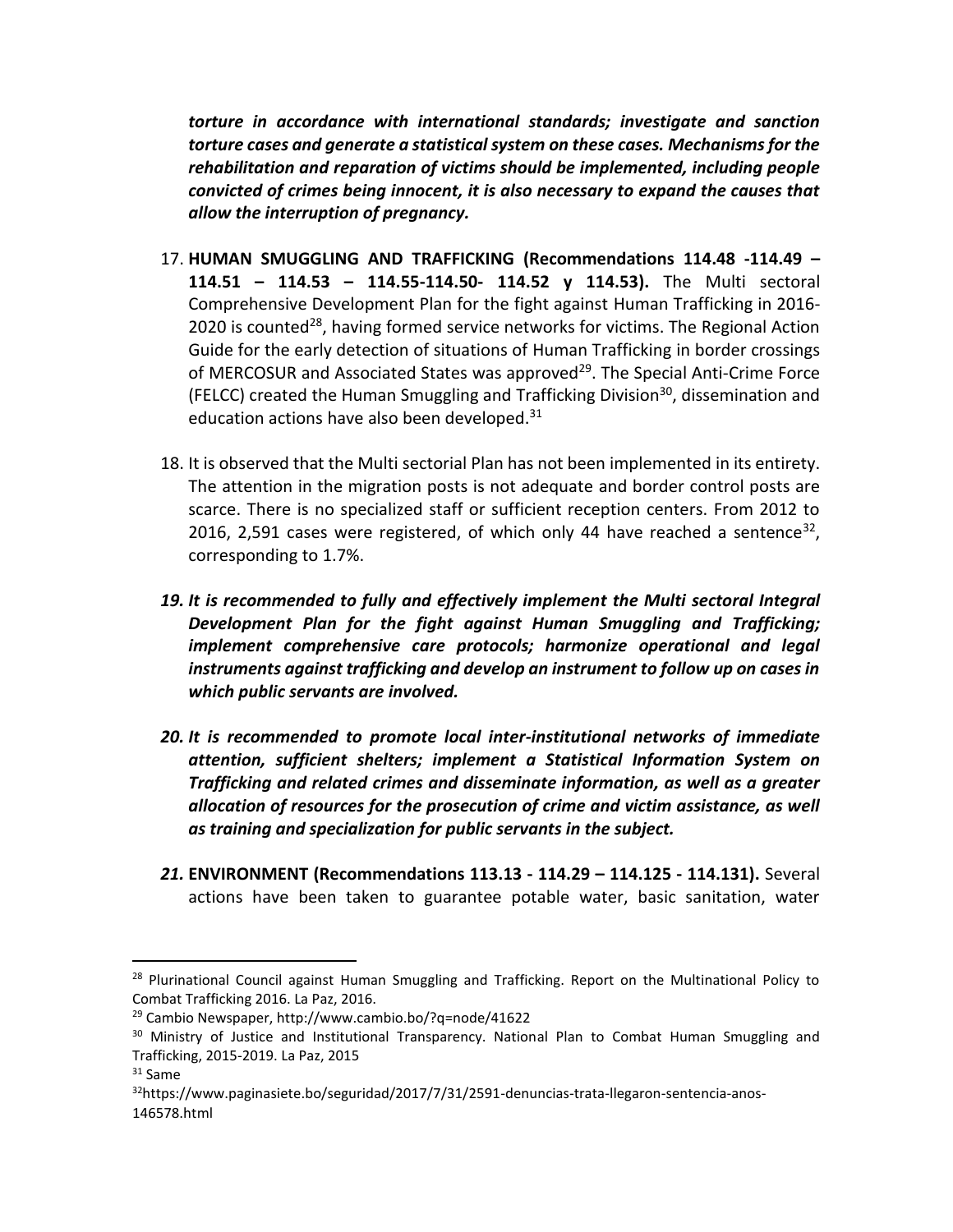***torture in accordance with international standards; investigate and sanction torture cases and generate a statistical system on these cases. Mechanisms for the rehabilitation and reparation of victims should be implemented, including people convicted of crimes being innocent, it is also necessary to expand the causes that allow the interruption of pregnancy.***

17. **HUMAN SMUGGLING AND TRAFFICKING (Recommendations 114.48 -114.49 – 114.51 – 114.53 – 114.55-114.50- 114.52 y 114.53).** The Multi sectoral Comprehensive Development Plan for the fight against Human Trafficking in 2016-2020 is counted[28], having formed service networks for victims. The Regional Action Guide for the early detection of situations of Human Trafficking in border crossings of MERCOSUR and Associated States was approved[29]. The Special Anti-Crime Force (FELCC) created the Human Smuggling and Trafficking Division[30], dissemination and education actions have also been developed.[31]

18. It is observed that the Multi sectorial Plan has not been implemented in its entirety. The attention in the migration posts is not adequate and border control posts are scarce. There is no specialized staff or sufficient reception centers. From 2012 to 2016, 2,591 cases were registered, of which only 44 have reached a sentence[32], corresponding to 1.7%.

19. ***It is recommended to fully and effectively implement the Multi sectoral Integral Development Plan for the fight against Human Smuggling and Trafficking; implement comprehensive care protocols; harmonize operational and legal instruments against trafficking and develop an instrument to follow up on cases in which public servants are involved.***

20. ***It is recommended to promote local inter-institutional networks of immediate attention, sufficient shelters; implement a Statistical Information System on Trafficking and related crimes and disseminate information, as well as a greater allocation of resources for the prosecution of crime and victim assistance, as well as training and specialization for public servants in the subject.***

21. **ENVIRONMENT (Recommendations 113.13 - 114.29 – 114.125 - 114.131).** Several actions have been taken to guarantee potable water, basic sanitation, water

---

[28] Plurinational Council against Human Smuggling and Trafficking. Report on the Multinational Policy to Combat Trafficking 2016. La Paz, 2016.

[29] Cambio Newspaper, http://www.cambio.bo/?q=node/41622

[30] Ministry of Justice and Institutional Transparency. National Plan to Combat Human Smuggling and Trafficking, 2015-2019. La Paz, 2015

[31] Same

[32] https://www.paginasiete.bo/seguridad/2017/7/31/2591-denuncias-trata-llegaron-sentencia-anos-146578.html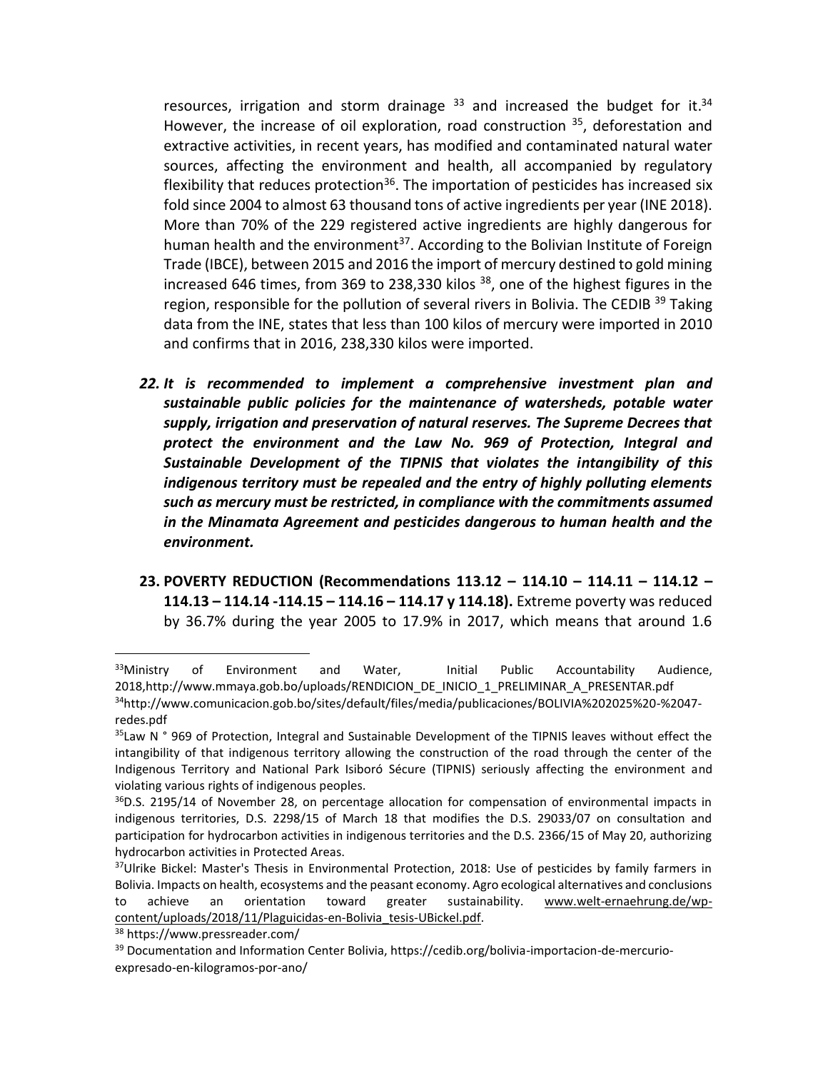resources, irrigation and storm drainage [33] and increased the budget for it.[34] However, the increase of oil exploration, road construction [35], deforestation and extractive activities, in recent years, has modified and contaminated natural water sources, affecting the environment and health, all accompanied by regulatory flexibility that reduces protection[36]. The importation of pesticides has increased six fold since 2004 to almost 63 thousand tons of active ingredients per year (INE 2018). More than 70% of the 229 registered active ingredients are highly dangerous for human health and the environment[37]. According to the Bolivian Institute of Foreign Trade (IBCE), between 2015 and 2016 the import of mercury destined to gold mining increased 646 times, from 369 to 238,330 kilos [38], one of the highest figures in the region, responsible for the pollution of several rivers in Bolivia. The CEDIB [39] Taking data from the INE, states that less than 100 kilos of mercury were imported in 2010 and confirms that in 2016, 238,330 kilos were imported.

22. ***It is recommended to implement a comprehensive investment plan and sustainable public policies for the maintenance of watersheds, potable water supply, irrigation and preservation of natural reserves. The Supreme Decrees that protect the environment and the Law No. 969 of Protection, Integral and Sustainable Development of the TIPNIS that violates the intangibility of this indigenous territory must be repealed and the entry of highly polluting elements such as mercury must be restricted, in compliance with the commitments assumed in the Minamata Agreement and pesticides dangerous to human health and the environment.***

23. **POVERTY REDUCTION (Recommendations 113.12 – 114.10 – 114.11 – 114.12 – 114.13 – 114.14 -114.15 – 114.16 – 114.17 y 114.18).** Extreme poverty was reduced by 36.7% during the year 2005 to 17.9% in 2017, which means that around 1.6

---

[33] Ministry of Environment and Water, Initial Public Accountability Audience, 2018,http://www.mmaya.gob.bo/uploads/RENDICION_DE_INICIO_1_PRELIMINAR_A_PRESENTAR.pdf

[34] http://www.comunicacion.gob.bo/sites/default/files/media/publicaciones/BOLIVIA%202025%20-%2047-redes.pdf

[35] Law N ° 969 of Protection, Integral and Sustainable Development of the TIPNIS leaves without effect the intangibility of that indigenous territory allowing the construction of the road through the center of the Indigenous Territory and National Park Isiboró Sécure (TIPNIS) seriously affecting the environment and violating various rights of indigenous peoples.

[36] D.S. 2195/14 of November 28, on percentage allocation for compensation of environmental impacts in indigenous territories, D.S. 2298/15 of March 18 that modifies the D.S. 29033/07 on consultation and participation for hydrocarbon activities in indigenous territories and the D.S. 2366/15 of May 20, authorizing hydrocarbon activities in Protected Areas.

[37] Ulrike Bickel: Master's Thesis in Environmental Protection, 2018: Use of pesticides by family farmers in Bolivia. Impacts on health, ecosystems and the peasant economy. Agro ecological alternatives and conclusions to achieve an orientation toward greater sustainability. www.welt-ernaehrung.de/wp-content/uploads/2018/11/Plaguicidas-en-Bolivia_tesis-UBickel.pdf.

[38] https://www.pressreader.com/

[39] Documentation and Information Center Bolivia, https://cedib.org/bolivia-importacion-de-mercurio-expresado-en-kilogramos-por-ano/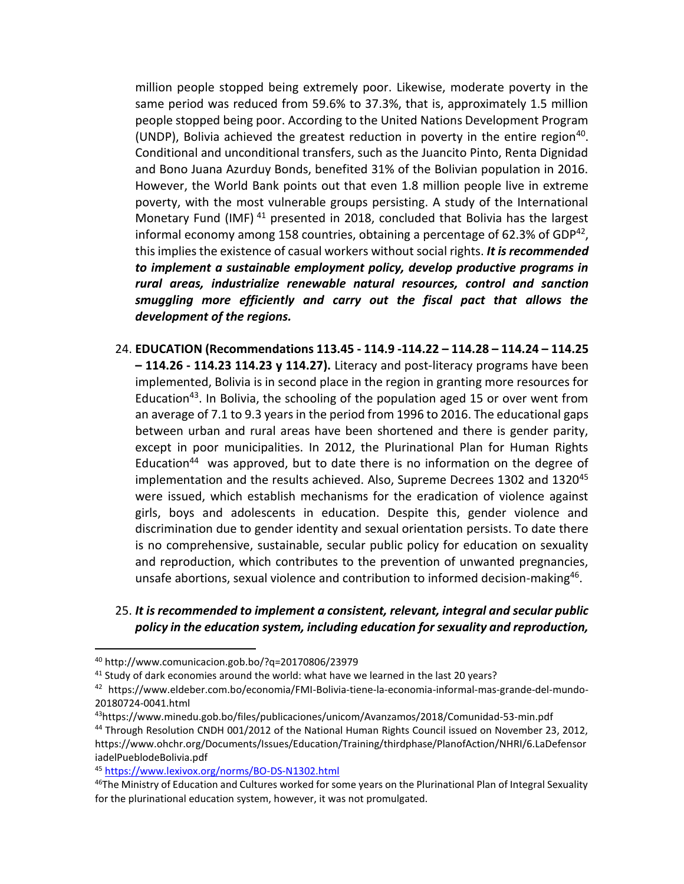million people stopped being extremely poor. Likewise, moderate poverty in the same period was reduced from 59.6% to 37.3%, that is, approximately 1.5 million people stopped being poor. According to the United Nations Development Program (UNDP), Bolivia achieved the greatest reduction in poverty in the entire region[40]. Conditional and unconditional transfers, such as the Juancito Pinto, Renta Dignidad and Bono Juana Azurduy Bonds, benefited 31% of the Bolivian population in 2016. However, the World Bank points out that even 1.8 million people live in extreme poverty, with the most vulnerable groups persisting. A study of the International Monetary Fund (IMF)[41] presented in 2018, concluded that Bolivia has the largest informal economy among 158 countries, obtaining a percentage of 62.3% of GDP[42], this implies the existence of casual workers without social rights. ***It is recommended to implement a sustainable employment policy, develop productive programs in rural areas, industrialize renewable natural resources, control and sanction smuggling more efficiently and carry out the fiscal pact that allows the development of the regions.***

24. **EDUCATION (Recommendations 113.45 - 114.9 -114.22 – 114.28 – 114.24 – 114.25 – 114.26 - 114.23 114.23 y 114.27).** Literacy and post-literacy programs have been implemented, Bolivia is in second place in the region in granting more resources for Education[43]. In Bolivia, the schooling of the population aged 15 or over went from an average of 7.1 to 9.3 years in the period from 1996 to 2016. The educational gaps between urban and rural areas have been shortened and there is gender parity, except in poor municipalities. In 2012, the Plurinational Plan for Human Rights Education[44] was approved, but to date there is no information on the degree of implementation and the results achieved. Also, Supreme Decrees 1302 and 1320[45] were issued, which establish mechanisms for the eradication of violence against girls, boys and adolescents in education. Despite this, gender violence and discrimination due to gender identity and sexual orientation persists. To date there is no comprehensive, sustainable, secular public policy for education on sexuality and reproduction, which contributes to the prevention of unwanted pregnancies, unsafe abortions, sexual violence and contribution to informed decision-making[46].

25. ***It is recommended to implement a consistent, relevant, integral and secular public policy in the education system, including education for sexuality and reproduction,***

---

[40] http://www.comunicacion.gob.bo/?q=20170806/23979

[41] Study of dark economies around the world: what have we learned in the last 20 years?

[42] https://www.eldeber.com.bo/economia/FMI-Bolivia-tiene-la-economia-informal-mas-grande-del-mundo-20180724-0041.html

[43] https://www.minedu.gob.bo/files/publicaciones/unicom/Avanzamos/2018/Comunidad-53-min.pdf

[44] Through Resolution CNDH 001/2012 of the National Human Rights Council issued on November 23, 2012, https://www.ohchr.org/Documents/Issues/Education/Training/thirdphase/PlanofAction/NHRI/6.LaDefensoriadelPueblodeBolivia.pdf

[45] https://www.lexivox.org/norms/BO-DS-N1302.html

[46] The Ministry of Education and Cultures worked for some years on the Plurinational Plan of Integral Sexuality for the plurinational education system, however, it was not promulgated.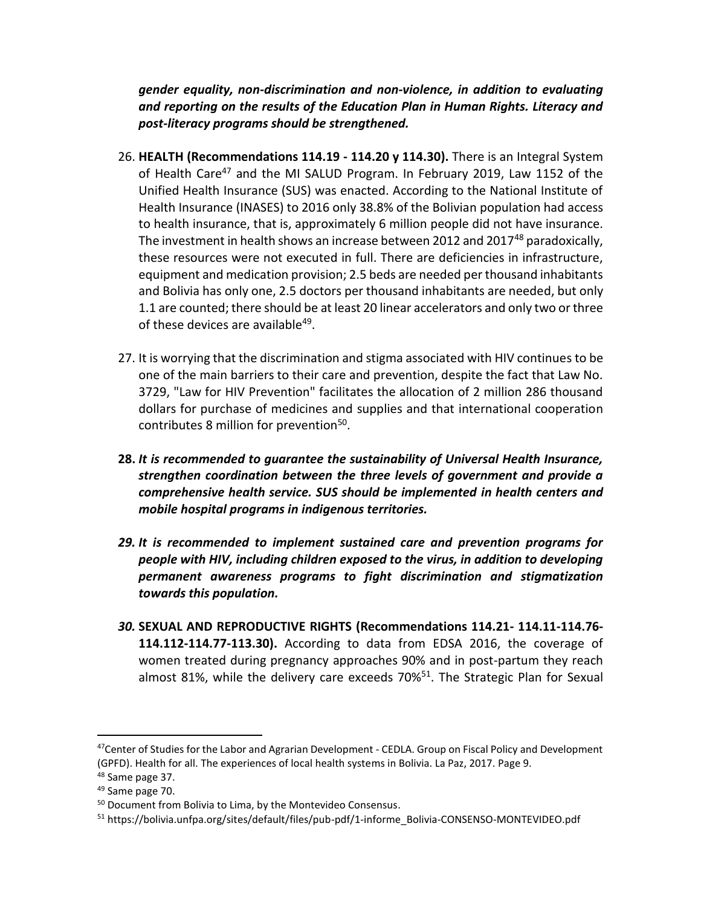***gender equality, non-discrimination and non-violence, in addition to evaluating and reporting on the results of the Education Plan in Human Rights. Literacy and post-literacy programs should be strengthened.***

26. **HEALTH (Recommendations 114.19 - 114.20 y 114.30).** There is an Integral System of Health Care[47] and the MI SALUD Program. In February 2019, Law 1152 of the Unified Health Insurance (SUS) was enacted. According to the National Institute of Health Insurance (INASES) to 2016 only 38.8% of the Bolivian population had access to health insurance, that is, approximately 6 million people did not have insurance. The investment in health shows an increase between 2012 and 2017[48] paradoxically, these resources were not executed in full. There are deficiencies in infrastructure, equipment and medication provision; 2.5 beds are needed per thousand inhabitants and Bolivia has only one, 2.5 doctors per thousand inhabitants are needed, but only 1.1 are counted; there should be at least 20 linear accelerators and only two or three of these devices are available[49].

27. It is worrying that the discrimination and stigma associated with HIV continues to be one of the main barriers to their care and prevention, despite the fact that Law No. 3729, "Law for HIV Prevention" facilitates the allocation of 2 million 286 thousand dollars for purchase of medicines and supplies and that international cooperation contributes 8 million for prevention[50].

28. ***It is recommended to guarantee the sustainability of Universal Health Insurance, strengthen coordination between the three levels of government and provide a comprehensive health service. SUS should be implemented in health centers and mobile hospital programs in indigenous territories.***

29. ***It is recommended to implement sustained care and prevention programs for people with HIV, including children exposed to the virus, in addition to developing permanent awareness programs to fight discrimination and stigmatization towards this population.***

30. **SEXUAL AND REPRODUCTIVE RIGHTS (Recommendations 114.21- 114.11-114.76-114.112-114.77-113.30).** According to data from EDSA 2016, the coverage of women treated during pregnancy approaches 90% and in post-partum they reach almost 81%, while the delivery care exceeds 70%[51]. The Strategic Plan for Sexual

---

[47] Center of Studies for the Labor and Agrarian Development - CEDLA. Group on Fiscal Policy and Development (GPFD). Health for all. The experiences of local health systems in Bolivia. La Paz, 2017. Page 9.

[48] Same page 37.

[49] Same page 70.

[50] Document from Bolivia to Lima, by the Montevideo Consensus.

[51] https://bolivia.unfpa.org/sites/default/files/pub-pdf/1-informe_Bolivia-CONSENSO-MONTEVIDEO.pdf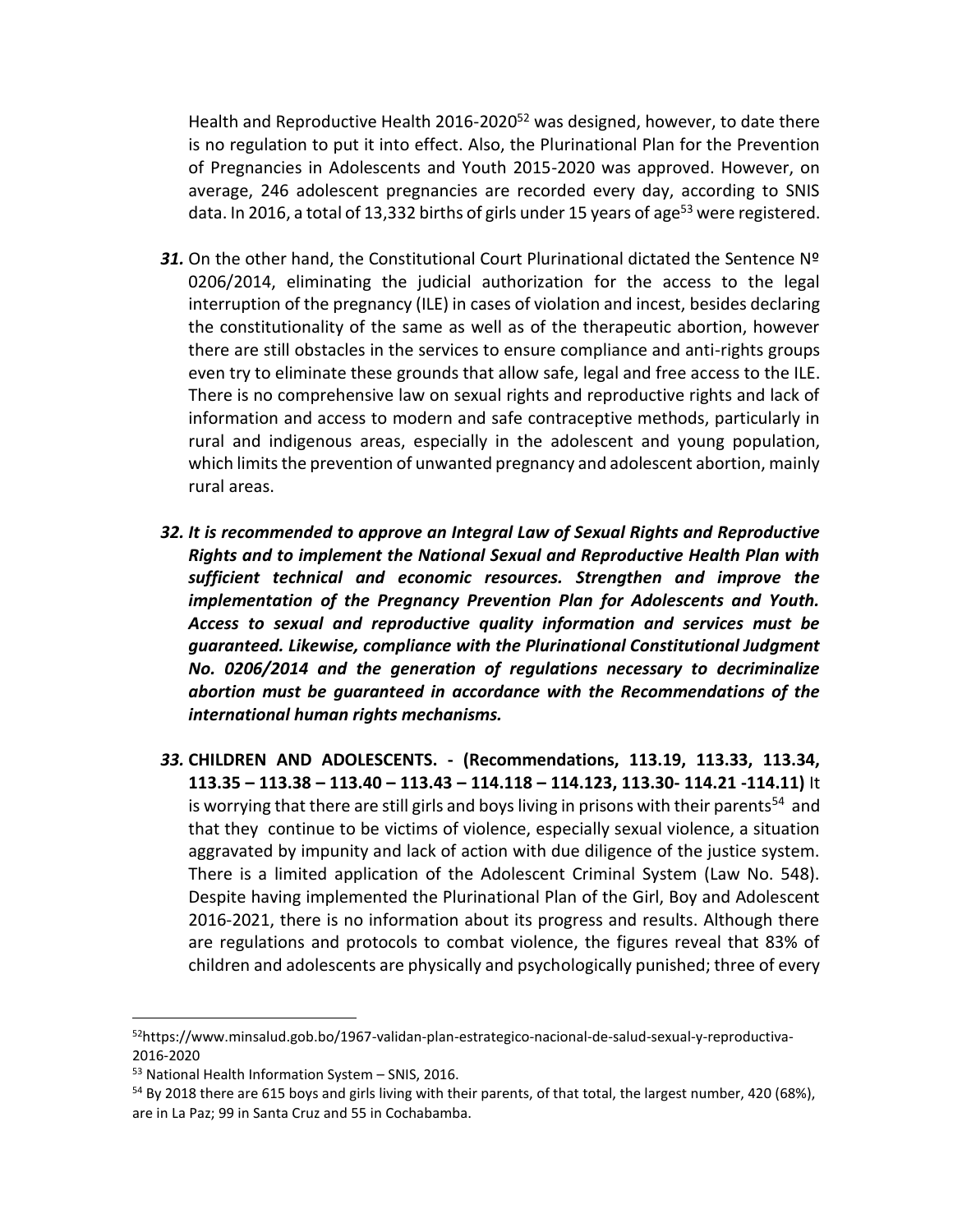Health and Reproductive Health 2016-2020[52] was designed, however, to date there is no regulation to put it into effect. Also, the Plurinational Plan for the Prevention of Pregnancies in Adolescents and Youth 2015-2020 was approved. However, on average, 246 adolescent pregnancies are recorded every day, according to SNIS data. In 2016, a total of 13,332 births of girls under 15 years of age[53] were registered.

***31.*** On the other hand, the Constitutional Court Plurinational dictated the Sentence Nº 0206/2014, eliminating the judicial authorization for the access to the legal interruption of the pregnancy (ILE) in cases of violation and incest, besides declaring the constitutionality of the same as well as of the therapeutic abortion, however there are still obstacles in the services to ensure compliance and anti-rights groups even try to eliminate these grounds that allow safe, legal and free access to the ILE. There is no comprehensive law on sexual rights and reproductive rights and lack of information and access to modern and safe contraceptive methods, particularly in rural and indigenous areas, especially in the adolescent and young population, which limits the prevention of unwanted pregnancy and adolescent abortion, mainly rural areas.

***32. It is recommended to approve an Integral Law of Sexual Rights and Reproductive Rights and to implement the National Sexual and Reproductive Health Plan with sufficient technical and economic resources. Strengthen and improve the implementation of the Pregnancy Prevention Plan for Adolescents and Youth. Access to sexual and reproductive quality information and services must be guaranteed. Likewise, compliance with the Plurinational Constitutional Judgment No. 0206/2014 and the generation of regulations necessary to decriminalize abortion must be guaranteed in accordance with the Recommendations of the international human rights mechanisms.***

***33.*** **CHILDREN AND ADOLESCENTS. - (Recommendations, 113.19, 113.33, 113.34, 113.35 – 113.38 – 113.40 – 113.43 – 114.118 – 114.123, 113.30- 114.21 -114.11)** It is worrying that there are still girls and boys living in prisons with their parents[54] and that they continue to be victims of violence, especially sexual violence, a situation aggravated by impunity and lack of action with due diligence of the justice system. There is a limited application of the Adolescent Criminal System (Law No. 548). Despite having implemented the Plurinational Plan of the Girl, Boy and Adolescent 2016-2021, there is no information about its progress and results. Although there are regulations and protocols to combat violence, the figures reveal that 83% of children and adolescents are physically and psychologically punished; three of every

---

[52] https://www.minsalud.gob.bo/1967-validan-plan-estrategico-nacional-de-salud-sexual-y-reproductiva-2016-2020

[53] National Health Information System – SNIS, 2016.

[54] By 2018 there are 615 boys and girls living with their parents, of that total, the largest number, 420 (68%), are in La Paz; 99 in Santa Cruz and 55 in Cochabamba.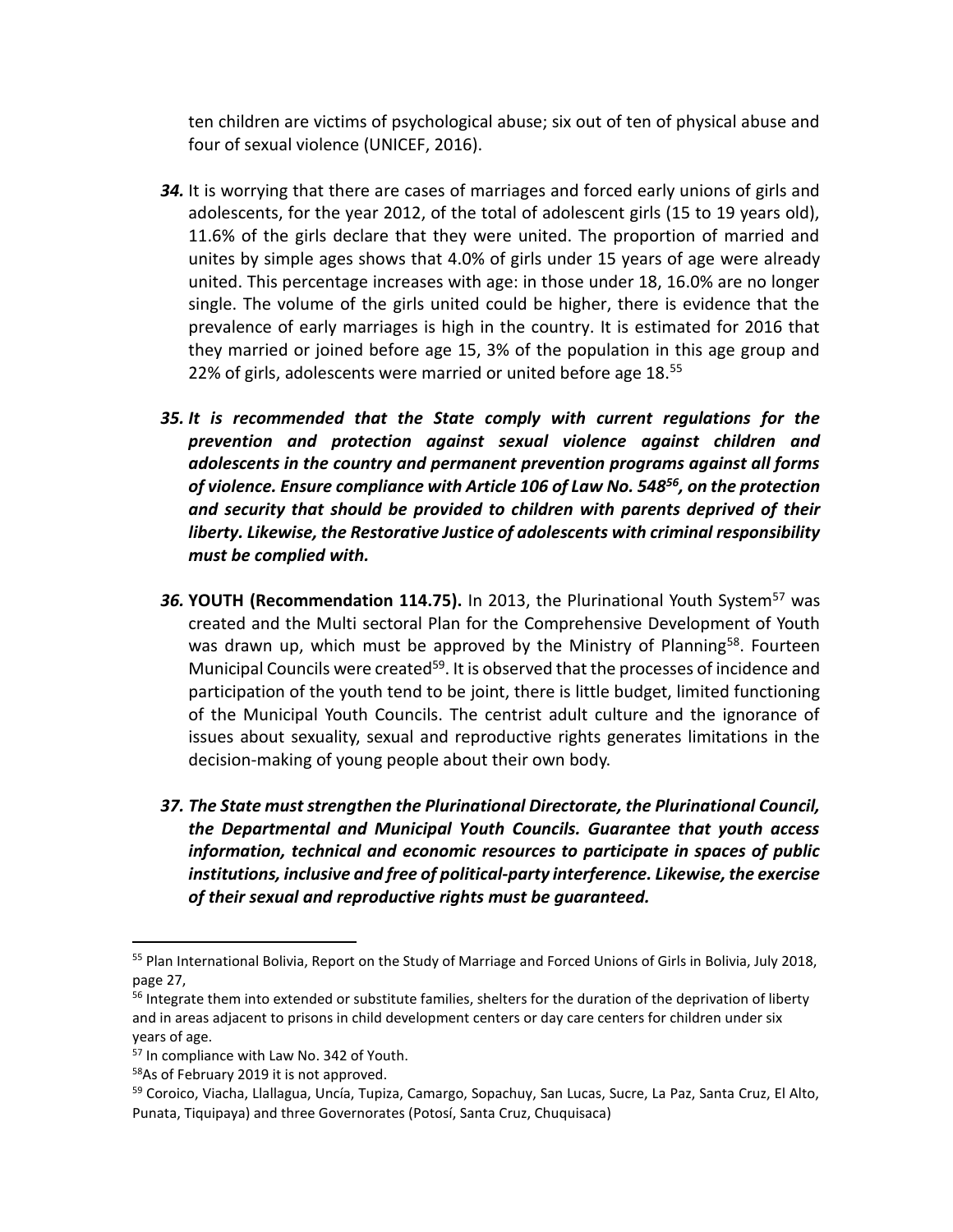ten children are victims of psychological abuse; six out of ten of physical abuse and four of sexual violence (UNICEF, 2016).

***34.*** It is worrying that there are cases of marriages and forced early unions of girls and adolescents, for the year 2012, of the total of adolescent girls (15 to 19 years old), 11.6% of the girls declare that they were united. The proportion of married and unites by simple ages shows that 4.0% of girls under 15 years of age were already united. This percentage increases with age: in those under 18, 16.0% are no longer single. The volume of the girls united could be higher, there is evidence that the prevalence of early marriages is high in the country. It is estimated for 2016 that they married or joined before age 15, 3% of the population in this age group and 22% of girls, adolescents were married or united before age 18.[55]

***35. It is recommended that the State comply with current regulations for the prevention and protection against sexual violence against children and adolescents in the country and permanent prevention programs against all forms of violence. Ensure compliance with Article 106 of Law No. 548[56], on the protection and security that should be provided to children with parents deprived of their liberty. Likewise, the Restorative Justice of adolescents with criminal responsibility must be complied with.***

***36.*** **YOUTH (Recommendation 114.75).** In 2013, the Plurinational Youth System[57] was created and the Multi sectoral Plan for the Comprehensive Development of Youth was drawn up, which must be approved by the Ministry of Planning[58]. Fourteen Municipal Councils were created[59]. It is observed that the processes of incidence and participation of the youth tend to be joint, there is little budget, limited functioning of the Municipal Youth Councils. The centrist adult culture and the ignorance of issues about sexuality, sexual and reproductive rights generates limitations in the decision-making of young people about their own body.

***37. The State must strengthen the Plurinational Directorate, the Plurinational Council, the Departmental and Municipal Youth Councils. Guarantee that youth access information, technical and economic resources to participate in spaces of public institutions, inclusive and free of political-party interference. Likewise, the exercise of their sexual and reproductive rights must be guaranteed.***

---

[55] Plan International Bolivia, Report on the Study of Marriage and Forced Unions of Girls in Bolivia, July 2018, page 27,

[56] Integrate them into extended or substitute families, shelters for the duration of the deprivation of liberty and in areas adjacent to prisons in child development centers or day care centers for children under six years of age.

[57] In compliance with Law No. 342 of Youth.

[58] As of February 2019 it is not approved.

[59] Coroico, Viacha, Llallagua, Uncía, Tupiza, Camargo, Sopachuy, San Lucas, Sucre, La Paz, Santa Cruz, El Alto, Punata, Tiquipaya) and three Governorates (Potosí, Santa Cruz, Chuquisaca)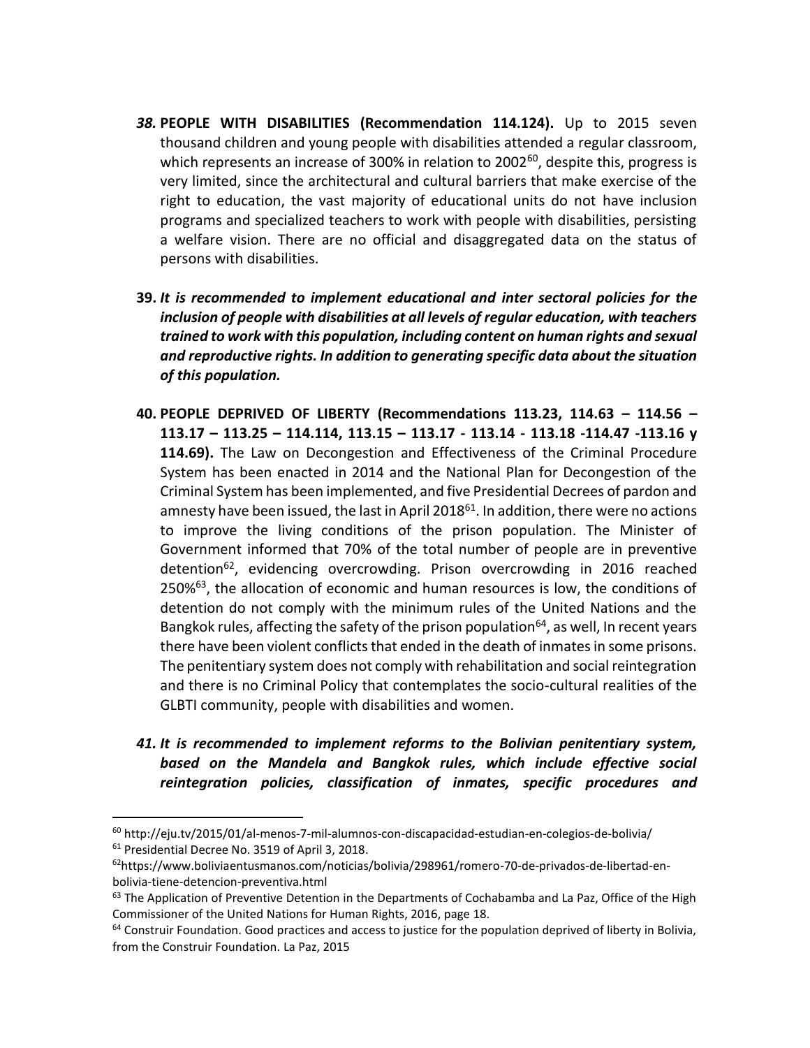*38.* **PEOPLE WITH DISABILITIES (Recommendation 114.124).** Up to 2015 seven thousand children and young people with disabilities attended a regular classroom, which represents an increase of 300% in relation to 2002[60], despite this, progress is very limited, since the architectural and cultural barriers that make exercise of the right to education, the vast majority of educational units do not have inclusion programs and specialized teachers to work with people with disabilities, persisting a welfare vision. There are no official and disaggregated data on the status of persons with disabilities.

**39.** ***It is recommended to implement educational and inter sectoral policies for the inclusion of people with disabilities at all levels of regular education, with teachers trained to work with this population, including content on human rights and sexual and reproductive rights. In addition to generating specific data about the situation of this population.***

**40. PEOPLE DEPRIVED OF LIBERTY (Recommendations 113.23, 114.63 – 114.56 – 113.17 – 113.25 – 114.114, 113.15 – 113.17 - 113.14 - 113.18 -114.47 -113.16 y 114.69).** The Law on Decongestion and Effectiveness of the Criminal Procedure System has been enacted in 2014 and the National Plan for Decongestion of the Criminal System has been implemented, and five Presidential Decrees of pardon and amnesty have been issued, the last in April 2018[61]. In addition, there were no actions to improve the living conditions of the prison population. The Minister of Government informed that 70% of the total number of people are in preventive detention[62], evidencing overcrowding. Prison overcrowding in 2016 reached 250%[63], the allocation of economic and human resources is low, the conditions of detention do not comply with the minimum rules of the United Nations and the Bangkok rules, affecting the safety of the prison population[64], as well, In recent years there have been violent conflicts that ended in the death of inmates in some prisons. The penitentiary system does not comply with rehabilitation and social reintegration and there is no Criminal Policy that contemplates the socio-cultural realities of the GLBTI community, people with disabilities and women.

***41. It is recommended to implement reforms to the Bolivian penitentiary system, based on the Mandela and Bangkok rules, which include effective social reintegration policies, classification of inmates, specific procedures and***

---

[60] http://eju.tv/2015/01/al-menos-7-mil-alumnos-con-discapacidad-estudian-en-colegios-de-bolivia/

[61] Presidential Decree No. 3519 of April 3, 2018.

[62] https://www.boliviaentusmanos.com/noticias/bolivia/298961/romero-70-de-privados-de-libertad-en-bolivia-tiene-detencion-preventiva.html

[63] The Application of Preventive Detention in the Departments of Cochabamba and La Paz, Office of the High Commissioner of the United Nations for Human Rights, 2016, page 18.

[64] Construir Foundation. Good practices and access to justice for the population deprived of liberty in Bolivia, from the Construir Foundation. La Paz, 2015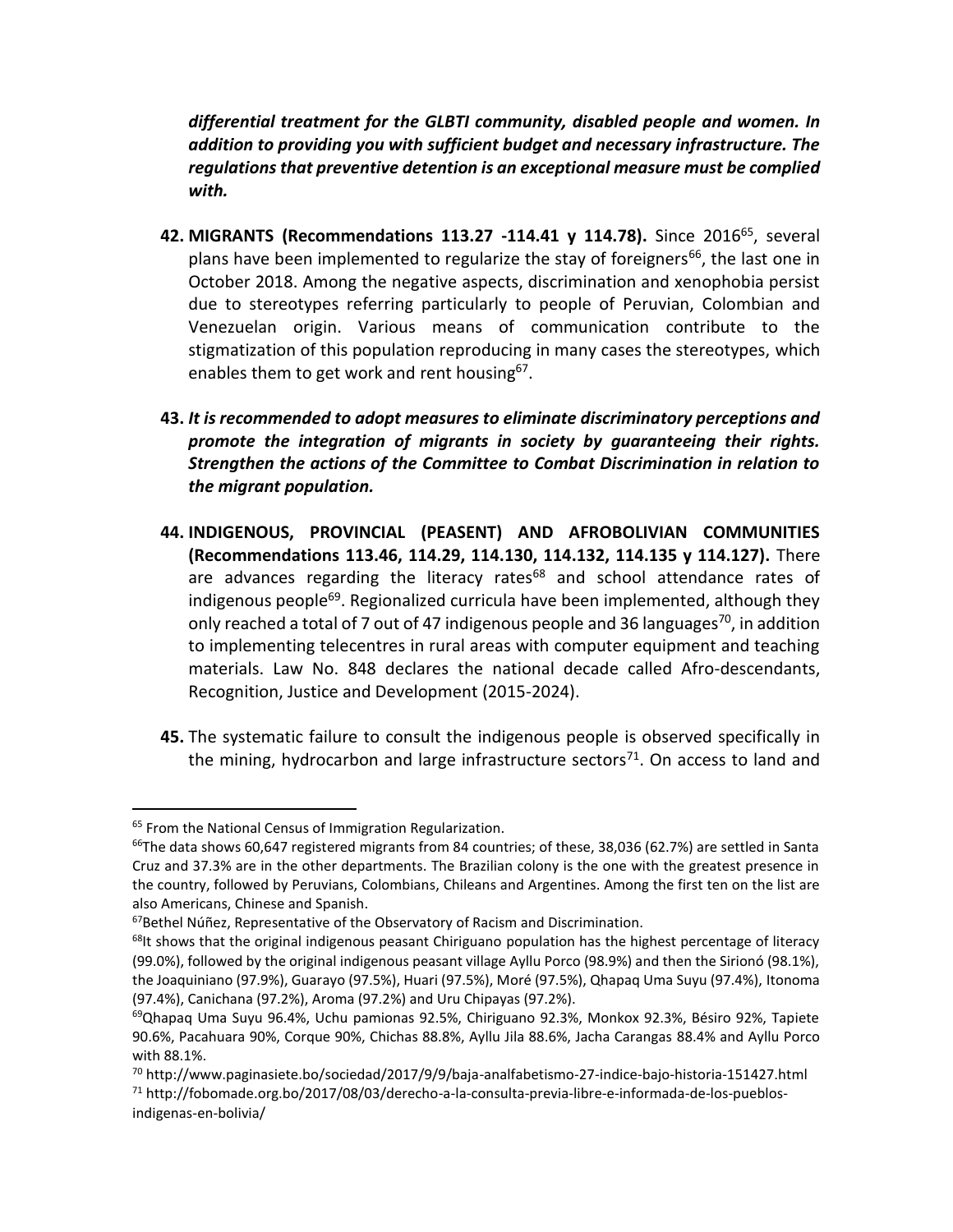***differential treatment for the GLBTI community, disabled people and women. In addition to providing you with sufficient budget and necessary infrastructure. The regulations that preventive detention is an exceptional measure must be complied with.***

42. **MIGRANTS (Recommendations 113.27 -114.41 y 114.78).** Since 2016[65], several plans have been implemented to regularize the stay of foreigners[66], the last one in October 2018. Among the negative aspects, discrimination and xenophobia persist due to stereotypes referring particularly to people of Peruvian, Colombian and Venezuelan origin. Various means of communication contribute to the stigmatization of this population reproducing in many cases the stereotypes, which enables them to get work and rent housing[67].

43. ***It is recommended to adopt measures to eliminate discriminatory perceptions and promote the integration of migrants in society by guaranteeing their rights. Strengthen the actions of the Committee to Combat Discrimination in relation to the migrant population.***

44. **INDIGENOUS, PROVINCIAL (PEASENT) AND AFROBOLIVIAN COMMUNITIES (Recommendations 113.46, 114.29, 114.130, 114.132, 114.135 y 114.127).** There are advances regarding the literacy rates[68] and school attendance rates of indigenous people[69]. Regionalized curricula have been implemented, although they only reached a total of 7 out of 47 indigenous people and 36 languages[70], in addition to implementing telecentres in rural areas with computer equipment and teaching materials. Law No. 848 declares the national decade called Afro-descendants, Recognition, Justice and Development (2015-2024).

45. The systematic failure to consult the indigenous people is observed specifically in the mining, hydrocarbon and large infrastructure sectors[71]. On access to land and

---

[65] From the National Census of Immigration Regularization.

[66] The data shows 60,647 registered migrants from 84 countries; of these, 38,036 (62.7%) are settled in Santa Cruz and 37.3% are in the other departments. The Brazilian colony is the one with the greatest presence in the country, followed by Peruvians, Colombians, Chileans and Argentines. Among the first ten on the list are also Americans, Chinese and Spanish.

[67] Bethel Núñez, Representative of the Observatory of Racism and Discrimination.

[68] It shows that the original indigenous peasant Chiriguano population has the highest percentage of literacy (99.0%), followed by the original indigenous peasant village Ayllu Porco (98.9%) and then the Sirionó (98.1%), the Joaquiniano (97.9%), Guarayo (97.5%), Huari (97.5%), Moré (97.5%), Qhapaq Uma Suyu (97.4%), Itonoma (97.4%), Canichana (97.2%), Aroma (97.2%) and Uru Chipayas (97.2%).

[69] Qhapaq Uma Suyu 96.4%, Uchu pamionas 92.5%, Chiriguano 92.3%, Monkox 92.3%, Bésiro 92%, Tapiete 90.6%, Pacahuara 90%, Corque 90%, Chichas 88.8%, Ayllu Jila 88.6%, Jacha Carangas 88.4% and Ayllu Porco with 88.1%.

[70] http://www.paginasiete.bo/sociedad/2017/9/9/baja-analfabetismo-27-indice-bajo-historia-151427.html

[71] http://fobomade.org.bo/2017/08/03/derecho-a-la-consulta-previa-libre-e-informada-de-los-pueblos-indigenas-en-bolivia/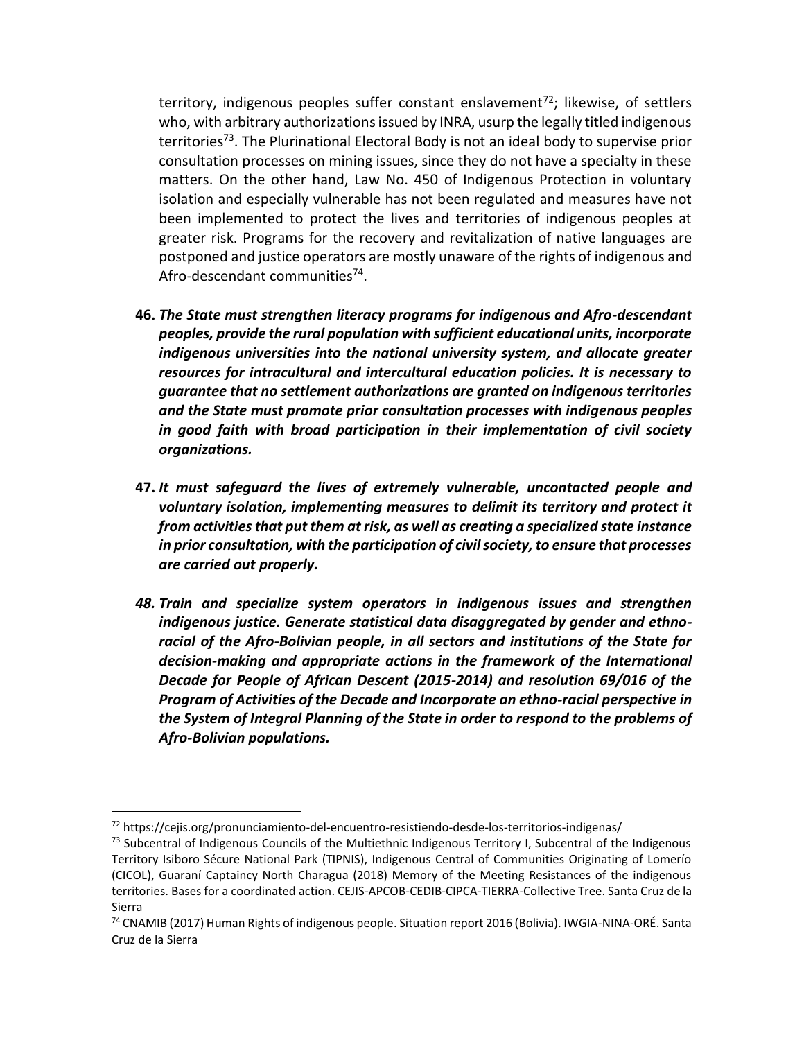territory, indigenous peoples suffer constant enslavement[72]; likewise, of settlers who, with arbitrary authorizations issued by INRA, usurp the legally titled indigenous territories[73]. The Plurinational Electoral Body is not an ideal body to supervise prior consultation processes on mining issues, since they do not have a specialty in these matters. On the other hand, Law No. 450 of Indigenous Protection in voluntary isolation and especially vulnerable has not been regulated and measures have not been implemented to protect the lives and territories of indigenous peoples at greater risk. Programs for the recovery and revitalization of native languages are postponed and justice operators are mostly unaware of the rights of indigenous and Afro-descendant communities[74].

**46.** ***The State must strengthen literacy programs for indigenous and Afro-descendant peoples, provide the rural population with sufficient educational units, incorporate indigenous universities into the national university system, and allocate greater resources for intracultural and intercultural education policies. It is necessary to guarantee that no settlement authorizations are granted on indigenous territories and the State must promote prior consultation processes with indigenous peoples in good faith with broad participation in their implementation of civil society organizations.***

**47.** ***It must safeguard the lives of extremely vulnerable, uncontacted people and voluntary isolation, implementing measures to delimit its territory and protect it from activities that put them at risk, as well as creating a specialized state instance in prior consultation, with the participation of civil society, to ensure that processes are carried out properly.***

***48. Train and specialize system operators in indigenous issues and strengthen indigenous justice. Generate statistical data disaggregated by gender and ethno-racial of the Afro-Bolivian people, in all sectors and institutions of the State for decision-making and appropriate actions in the framework of the International Decade for People of African Descent (2015-2014) and resolution 69/016 of the Program of Activities of the Decade and Incorporate an ethno-racial perspective in the System of Integral Planning of the State in order to respond to the problems of Afro-Bolivian populations.***

---

[72] https://cejis.org/pronunciamiento-del-encuentro-resistiendo-desde-los-territorios-indigenas/

[73] Subcentral of Indigenous Councils of the Multiethnic Indigenous Territory I, Subcentral of the Indigenous Territory Isiboro Sécure National Park (TIPNIS), Indigenous Central of Communities Originating of Lomerío (CICOL), Guaraní Captaincy North Charagua (2018) Memory of the Meeting Resistances of the indigenous territories. Bases for a coordinated action. CEJIS-APCOB-CEDIB-CIPCA-TIERRA-Collective Tree. Santa Cruz de la Sierra

[74] CNAMIB (2017) Human Rights of indigenous people. Situation report 2016 (Bolivia). IWGIA-NINA-ORÉ. Santa Cruz de la Sierra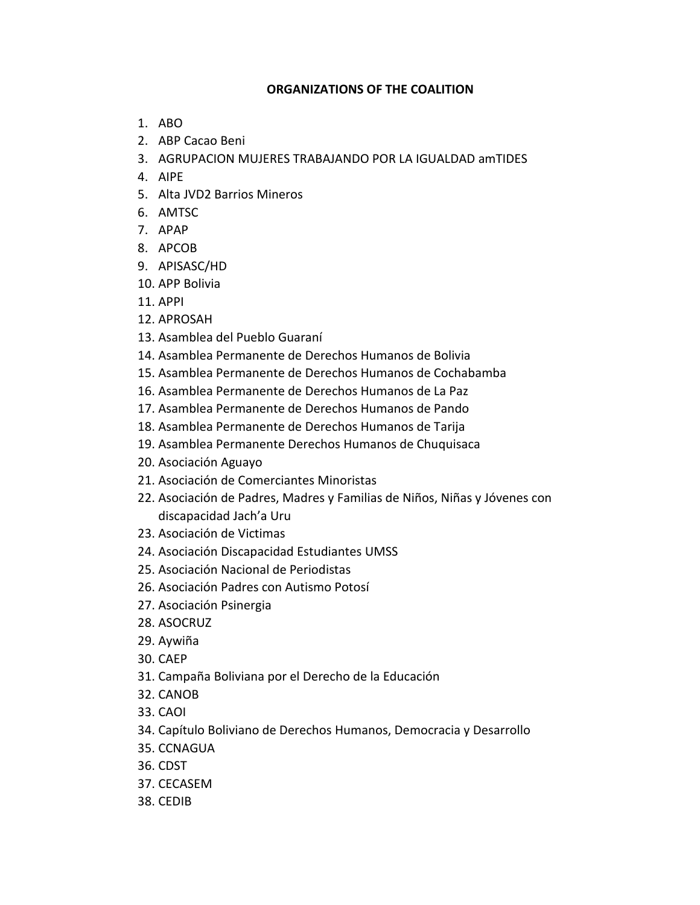**ORGANIZATIONS OF THE COALITION**

1. ABO
2. ABP Cacao Beni
3. AGRUPACION MUJERES TRABAJANDO POR LA IGUALDAD amTIDES
4. AIPE
5. Alta JVD2 Barrios Mineros
6. AMTSC
7. APAP
8. APCOB
9. APISASC/HD
10. APP Bolivia
11. APPI
12. APROSAH
13. Asamblea del Pueblo Guaraní
14. Asamblea Permanente de Derechos Humanos de Bolivia
15. Asamblea Permanente de Derechos Humanos de Cochabamba
16. Asamblea Permanente de Derechos Humanos de La Paz
17. Asamblea Permanente de Derechos Humanos de Pando
18. Asamblea Permanente de Derechos Humanos de Tarija
19. Asamblea Permanente Derechos Humanos de Chuquisaca
20. Asociación Aguayo
21. Asociación de Comerciantes Minoristas
22. Asociación de Padres, Madres y Familias de Niños, Niñas y Jóvenes con discapacidad Jach'a Uru
23. Asociación de Victimas
24. Asociación Discapacidad Estudiantes UMSS
25. Asociación Nacional de Periodistas
26. Asociación Padres con Autismo Potosí
27. Asociación Psinergia
28. ASOCRUZ
29. Aywiña
30. CAEP
31. Campaña Boliviana por el Derecho de la Educación
32. CANOB
33. CAOI
34. Capítulo Boliviano de Derechos Humanos, Democracia y Desarrollo
35. CCNAGUA
36. CDST
37. CECASEM
38. CEDIB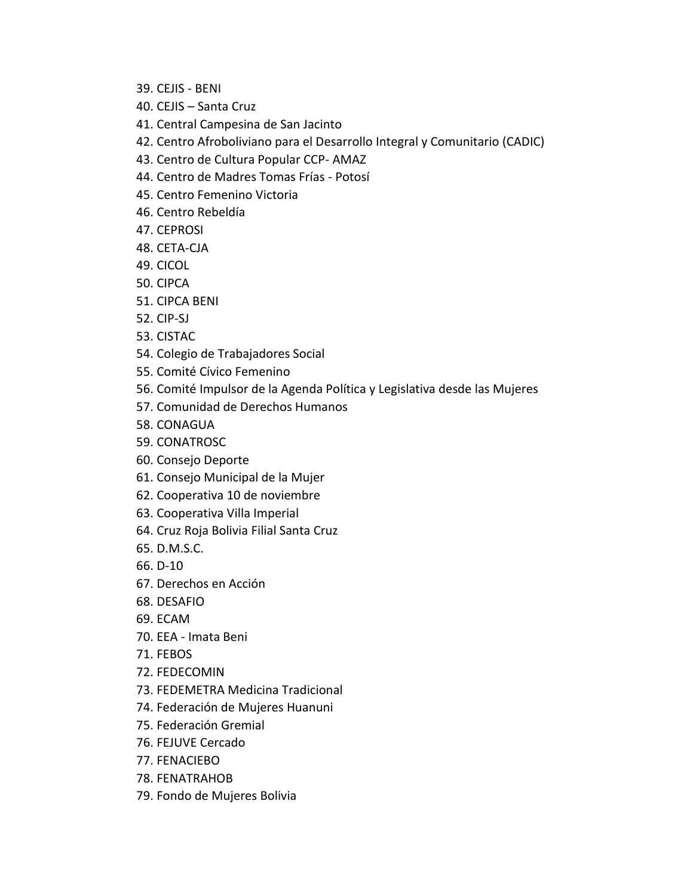39. CEJIS - BENI
40. CEJIS – Santa Cruz
41. Central Campesina de San Jacinto
42. Centro Afroboliviano para el Desarrollo Integral y Comunitario (CADIC)
43. Centro de Cultura Popular CCP- AMAZ
44. Centro de Madres Tomas Frías - Potosí
45. Centro Femenino Victoria
46. Centro Rebeldía
47. CEPROSI
48. CETA-CJA
49. CICOL
50. CIPCA
51. CIPCA BENI
52. CIP-SJ
53. CISTAC
54. Colegio de Trabajadores Social
55. Comité Cívico Femenino
56. Comité Impulsor de la Agenda Política y Legislativa desde las Mujeres
57. Comunidad de Derechos Humanos
58. CONAGUA
59. CONATROSC
60. Consejo Deporte
61. Consejo Municipal de la Mujer
62. Cooperativa 10 de noviembre
63. Cooperativa Villa Imperial
64. Cruz Roja Bolivia Filial Santa Cruz
65. D.M.S.C.
66. D-10
67. Derechos en Acción
68. DESAFIO
69. ECAM
70. EEA - Imata Beni
71. FEBOS
72. FEDECOMIN
73. FEDEMETRA Medicina Tradicional
74. Federación de Mujeres Huanuni
75. Federación Gremial
76. FEJUVE Cercado
77. FENACIEBO
78. FENATRAHOB
79. Fondo de Mujeres Bolivia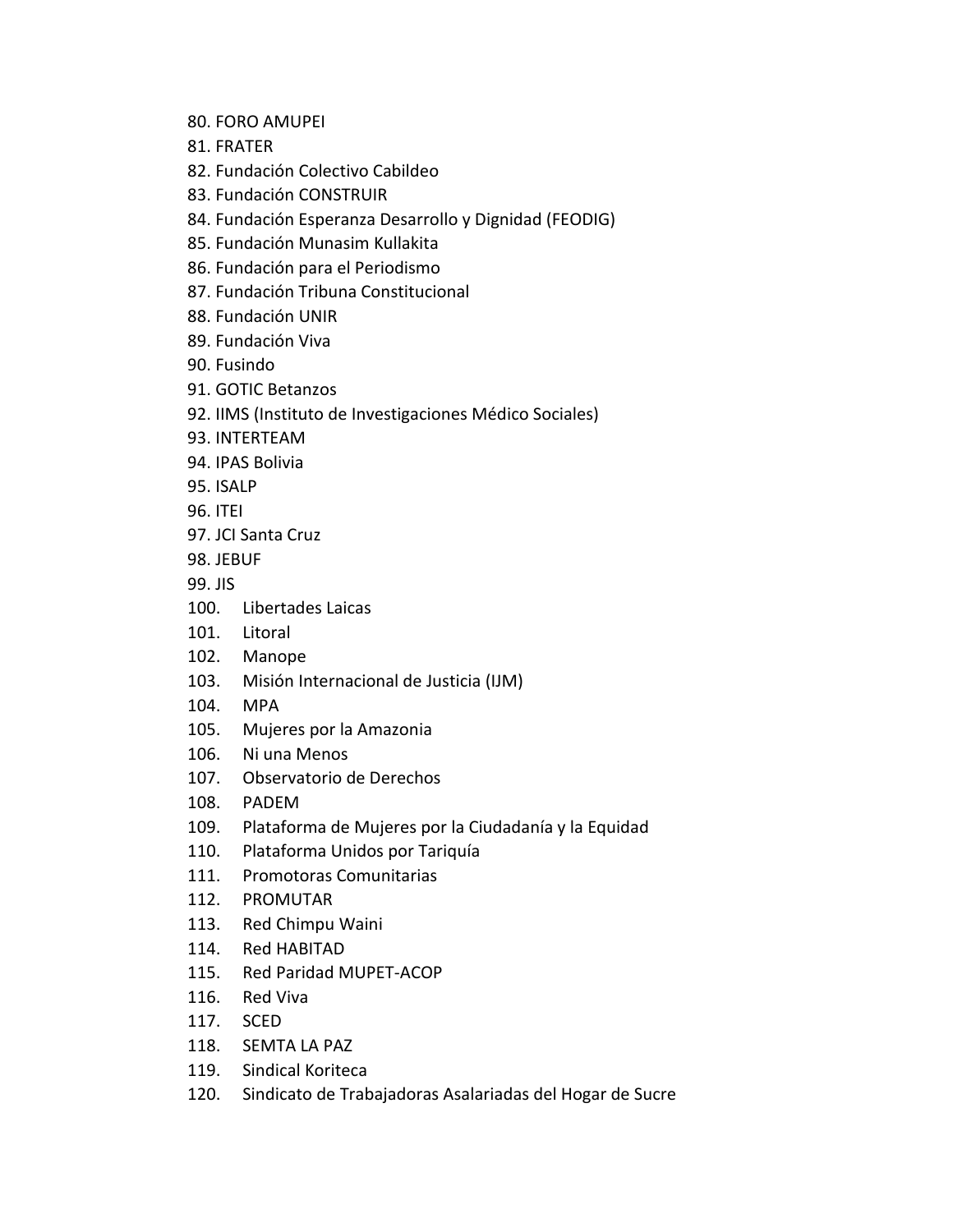80. FORO AMUPEI
81. FRATER
82. Fundación Colectivo Cabildeo
83. Fundación CONSTRUIR
84. Fundación Esperanza Desarrollo y Dignidad (FEODIG)
85. Fundación Munasim Kullakita
86. Fundación para el Periodismo
87. Fundación Tribuna Constitucional
88. Fundación UNIR
89. Fundación Viva
90. Fusindo
91. GOTIC Betanzos
92. IIMS (Instituto de Investigaciones Médico Sociales)
93. INTERTEAM
94. IPAS Bolivia
95. ISALP
96. ITEI
97. JCI Santa Cruz
98. JEBUF
99. JIS
100. Libertades Laicas
101. Litoral
102. Manope
103. Misión Internacional de Justicia (IJM)
104. MPA
105. Mujeres por la Amazonia
106. Ni una Menos
107. Observatorio de Derechos
108. PADEM
109. Plataforma de Mujeres por la Ciudadanía y la Equidad
110. Plataforma Unidos por Tariquía
111. Promotoras Comunitarias
112. PROMUTAR
113. Red Chimpu Waini
114. Red HABITAD
115. Red Paridad MUPET-ACOP
116. Red Viva
117. SCED
118. SEMTA LA PAZ
119. Sindical Koriteca
120. Sindicato de Trabajadoras Asalariadas del Hogar de Sucre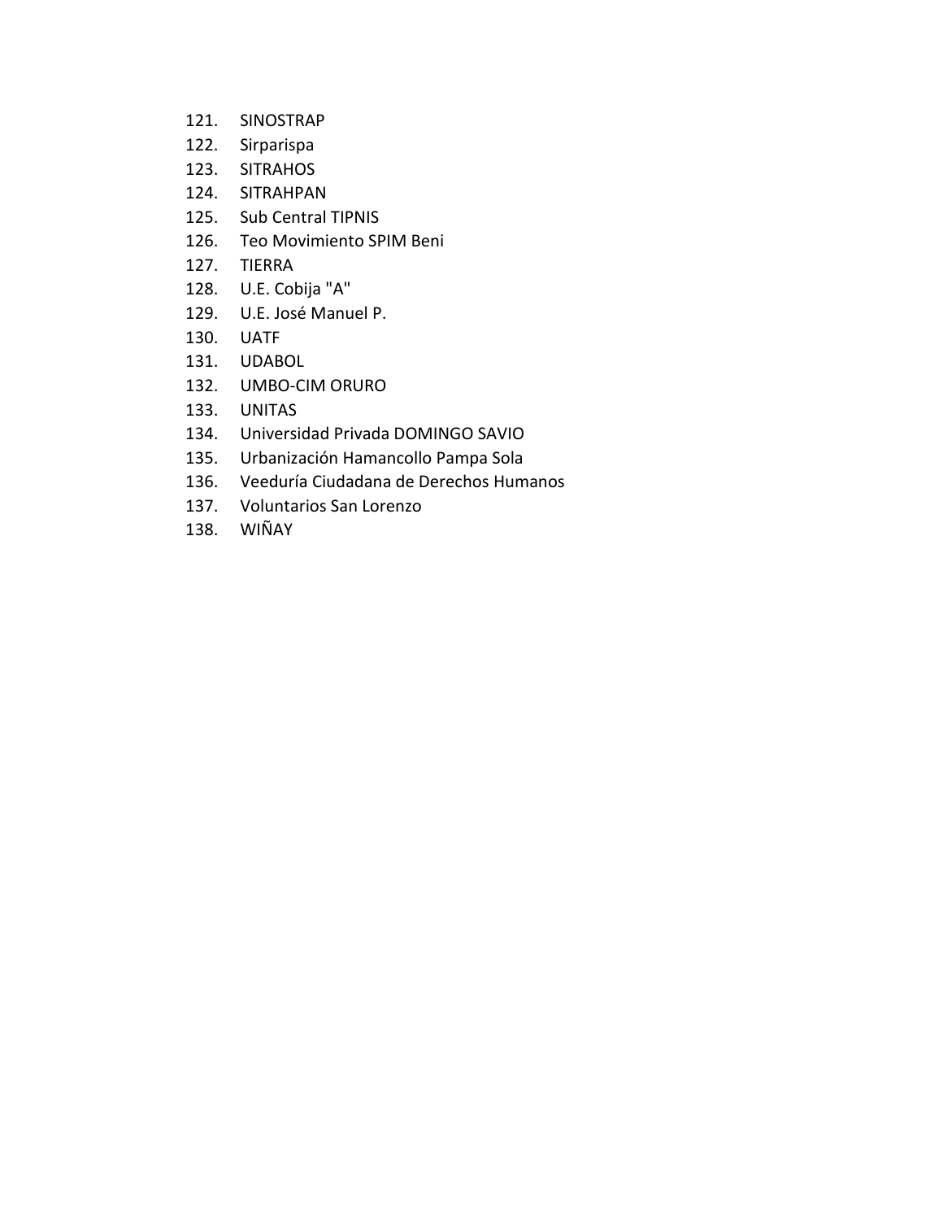121. SINOSTRAP
122. Sirparispa
123. SITRAHOS
124. SITRAHPAN
125. Sub Central TIPNIS
126. Teo Movimiento SPIM Beni
127. TIERRA
128. U.E. Cobija "A"
129. U.E. José Manuel P.
130. UATF
131. UDABOL
132. UMBO-CIM ORURO
133. UNITAS
134. Universidad Privada DOMINGO SAVIO
135. Urbanización Hamancollo Pampa Sola
136. Veeduría Ciudadana de Derechos Humanos
137. Voluntarios San Lorenzo
138. WIÑAY